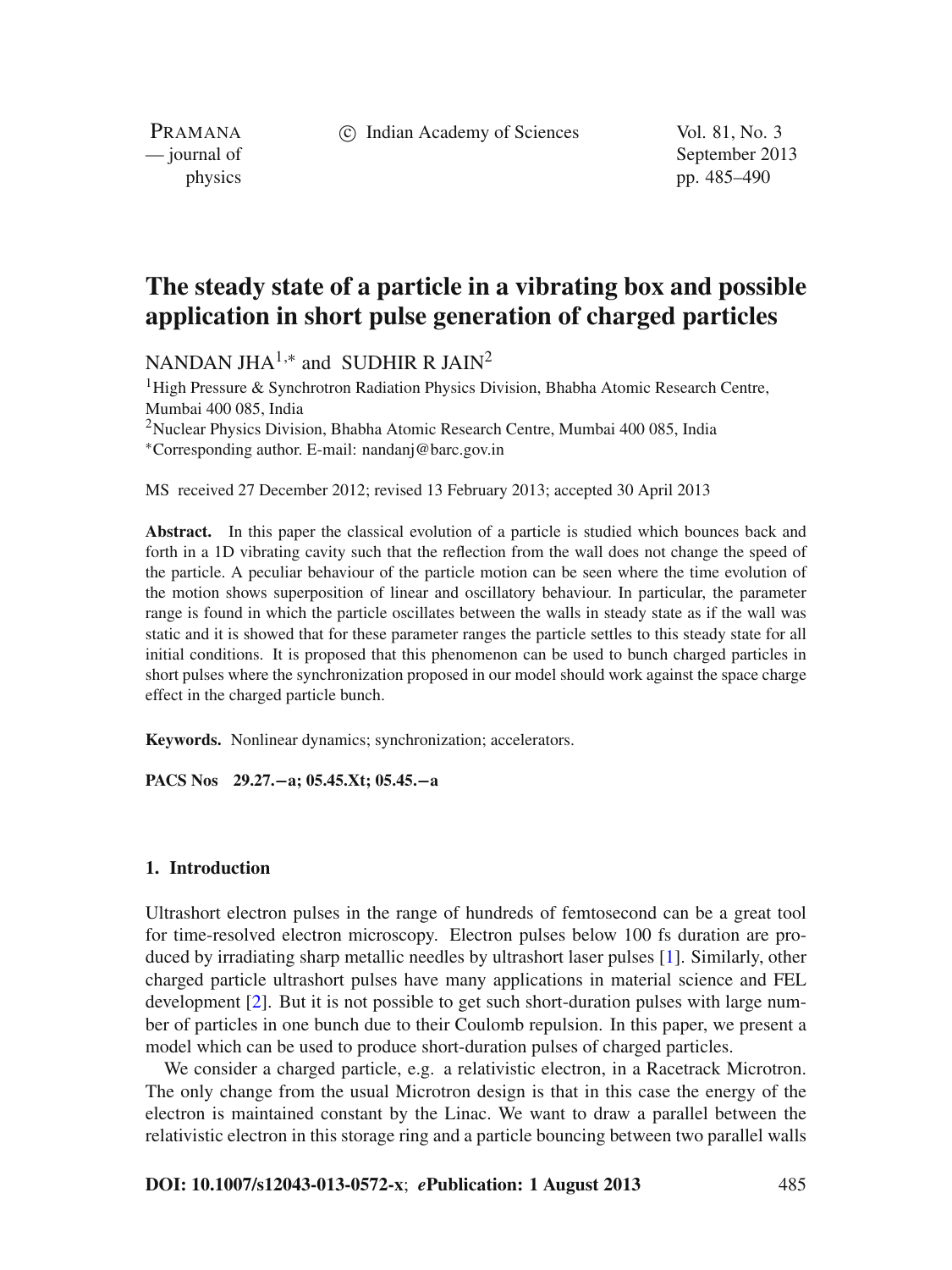# The steady state of a particle in a vibrating box and possible application in short pulse generation of charged particles

NANDAN JHA[1,*] and SUDHIR R JAIN[2]

[1]High Pressure & Synchrotron Radiation Physics Division, Bhabha Atomic Research Centre, Mumbai 400 085, India

[2]Nuclear Physics Division, Bhabha Atomic Research Centre, Mumbai 400 085, India

[*]Corresponding author. E-mail: nandanj@barc.gov.in

MS received 27 December 2012; revised 13 February 2013; accepted 30 April 2013

**Abstract.** In this paper the classical evolution of a particle is studied which bounces back and forth in a 1D vibrating cavity such that the reflection from the wall does not change the speed of the particle. A peculiar behaviour of the particle motion can be seen where the time evolution of the motion shows superposition of linear and oscillatory behaviour. In particular, the parameter range is found in which the particle oscillates between the walls in steady state as if the wall was static and it is showed that for these parameter ranges the particle settles to this steady state for all initial conditions. It is proposed that this phenomenon can be used to bunch charged particles in short pulses where the synchronization proposed in our model should work against the space charge effect in the charged particle bunch.

**Keywords.** Nonlinear dynamics; synchronization; accelerators.

**PACS Nos** 29.27.−a; 05.45.Xt; 05.45.−a

## 1. Introduction

Ultrashort electron pulses in the range of hundreds of femtosecond can be a great tool for time-resolved electron microscopy. Electron pulses below 100 fs duration are produced by irradiating sharp metallic needles by ultrashort laser pulses [1]. Similarly, other charged particle ultrashort pulses have many applications in material science and FEL development [2]. But it is not possible to get such short-duration pulses with large number of particles in one bunch due to their Coulomb repulsion. In this paper, we present a model which can be used to produce short-duration pulses of charged particles.

We consider a charged particle, e.g. a relativistic electron, in a Racetrack Microtron. The only change from the usual Microtron design is that in this case the energy of the electron is maintained constant by the Linac. We want to draw a parallel between the relativistic electron in this storage ring and a particle bouncing between two parallel walls

**DOI: 10.1007/s12043-013-0572-x**; ***e*Publication: 1 August 2013**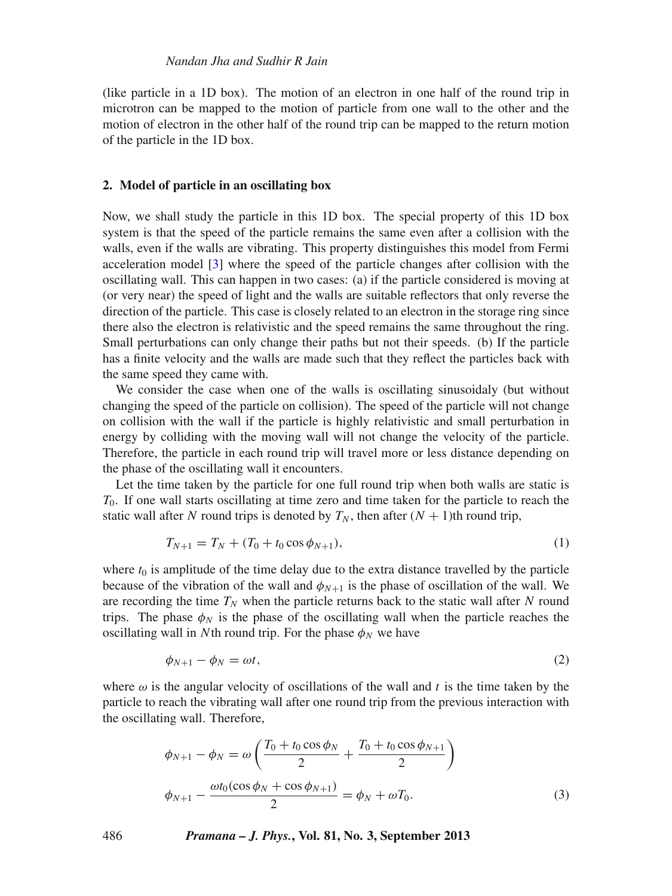(like particle in a 1D box). The motion of an electron in one half of the round trip in microtron can be mapped to the motion of particle from one wall to the other and the motion of electron in the other half of the round trip can be mapped to the return motion of the particle in the 1D box.

## 2. Model of particle in an oscillating box

Now, we shall study the particle in this 1D box. The special property of this 1D box system is that the speed of the particle remains the same even after a collision with the walls, even if the walls are vibrating. This property distinguishes this model from Fermi acceleration model [3] where the speed of the particle changes after collision with the oscillating wall. This can happen in two cases: (a) if the particle considered is moving at (or very near) the speed of light and the walls are suitable reflectors that only reverse the direction of the particle. This case is closely related to an electron in the storage ring since there also the electron is relativistic and the speed remains the same throughout the ring. Small perturbations can only change their paths but not their speeds. (b) If the particle has a finite velocity and the walls are made such that they reflect the particles back with the same speed they came with.

We consider the case when one of the walls is oscillating sinusoidaly (but without changing the speed of the particle on collision). The speed of the particle will not change on collision with the wall if the particle is highly relativistic and small perturbation in energy by colliding with the moving wall will not change the velocity of the particle. Therefore, the particle in each round trip will travel more or less distance depending on the phase of the oscillating wall it encounters.

Let the time taken by the particle for one full round trip when both walls are static is $T_0$. If one wall starts oscillating at time zero and time taken for the particle to reach the static wall after $N$ round trips is denoted by $T_N$, then after $(N+1)$th round trip,

$$T_{N+1} = T_N + (T_0 + t_0 \cos\phi_{N+1}), \tag{1}$$

where $t_0$ is amplitude of the time delay due to the extra distance travelled by the particle because of the vibration of the wall and $\phi_{N+1}$ is the phase of oscillation of the wall. We are recording the time $T_N$ when the particle returns back to the static wall after $N$ round trips. The phase $\phi_N$ is the phase of the oscillating wall when the particle reaches the oscillating wall in $N$th round trip. For the phase $\phi_N$ we have

$$\phi_{N+1} - \phi_N = \omega t, \tag{2}$$

where $\omega$ is the angular velocity of oscillations of the wall and $t$ is the time taken by the particle to reach the vibrating wall after one round trip from the previous interaction with the oscillating wall. Therefore,

$$\phi_{N+1} - \phi_N = \omega\left(\frac{T_0 + t_0\cos\phi_N}{2} + \frac{T_0 + t_0\cos\phi_{N+1}}{2}\right)$$

$$\phi_{N+1} - \frac{\omega t_0(\cos\phi_N + \cos\phi_{N+1})}{2} = \phi_N + \omega T_0. \tag{3}$$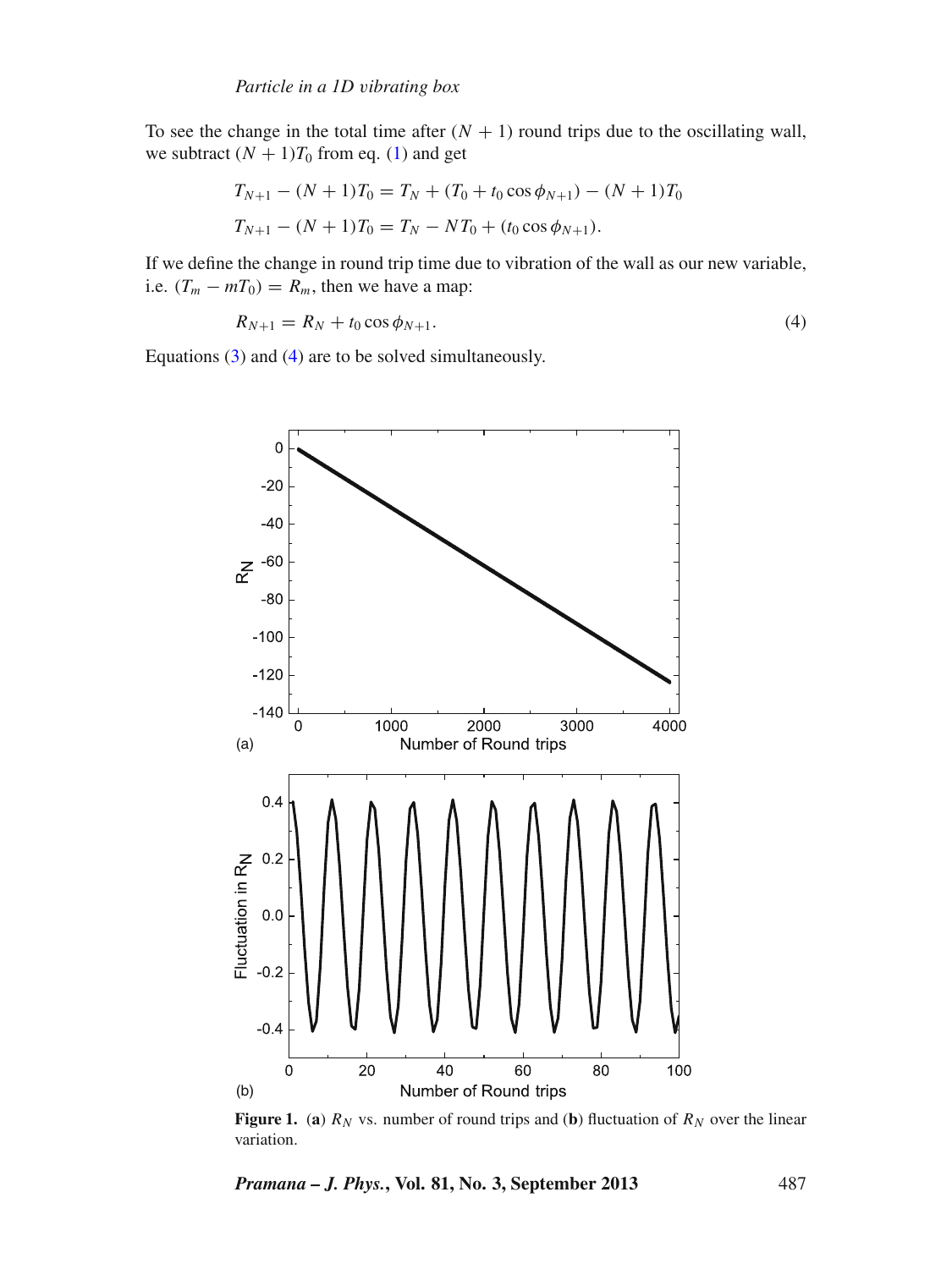To see the change in the total time after $(N+1)$ round trips due to the oscillating wall, we subtract $(N+1)T_0$ from eq. (1) and get

$$T_{N+1} - (N+1)T_0 = T_N + (T_0 + t_0 \cos\phi_{N+1}) - (N+1)T_0$$

$$T_{N+1} - (N+1)T_0 = T_N - NT_0 + (t_0 \cos\phi_{N+1}).$$

If we define the change in round trip time due to vibration of the wall as our new variable, i.e. $(T_m - mT_0) = R_m$, then we have a map:

$$R_{N+1} = R_N + t_0 \cos\phi_{N+1}. \tag{4}$$

Equations (3) and (4) are to be solved simultaneously.

**Figure 1.** (**a**) $R_N$ vs. number of round trips and (**b**) fluctuation of $R_N$ over the linear variation.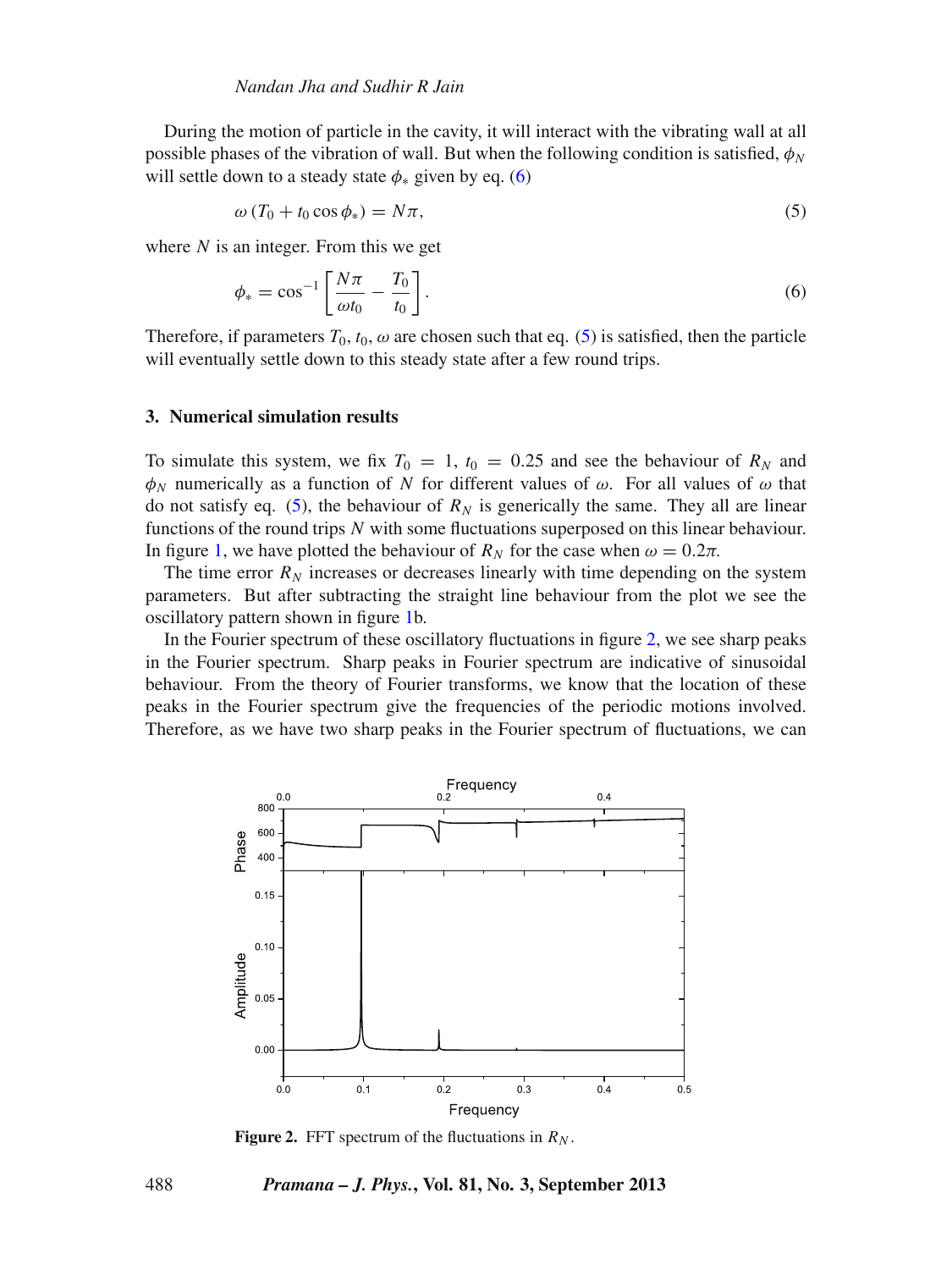During the motion of particle in the cavity, it will interact with the vibrating wall at all possible phases of the vibration of wall. But when the following condition is satisfied, $\phi_N$ will settle down to a steady state $\phi_*$ given by eq. (6)

$$\omega \left( T_0 + t_0 \cos \phi_* \right) = N\pi, \tag{5}$$

where $N$ is an integer. From this we get

$$\phi_* = \cos^{-1} \left[ \frac{N\pi}{\omega t_0} - \frac{T_0}{t_0} \right]. \tag{6}$$

Therefore, if parameters $T_0$, $t_0$, $\omega$ are chosen such that eq. (5) is satisfied, then the particle will eventually settle down to this steady state after a few round trips.

### 3. Numerical simulation results

To simulate this system, we fix $T_0 = 1$, $t_0 = 0.25$ and see the behaviour of $R_N$ and $\phi_N$ numerically as a function of $N$ for different values of $\omega$. For all values of $\omega$ that do not satisfy eq. (5), the behaviour of $R_N$ is generically the same. They all are linear functions of the round trips $N$ with some fluctuations superposed on this linear behaviour. In figure 1, we have plotted the behaviour of $R_N$ for the case when $\omega = 0.2\pi$.

The time error $R_N$ increases or decreases linearly with time depending on the system parameters. But after subtracting the straight line behaviour from the plot we see the oscillatory pattern shown in figure 1b.

In the Fourier spectrum of these oscillatory fluctuations in figure 2, we see sharp peaks in the Fourier spectrum. Sharp peaks in Fourier spectrum are indicative of sinusoidal behaviour. From the theory of Fourier transforms, we know that the location of these peaks in the Fourier spectrum give the frequencies of the periodic motions involved. Therefore, as we have two sharp peaks in the Fourier spectrum of fluctuations, we can

**Figure 2.** FFT spectrum of the fluctuations in $R_N$.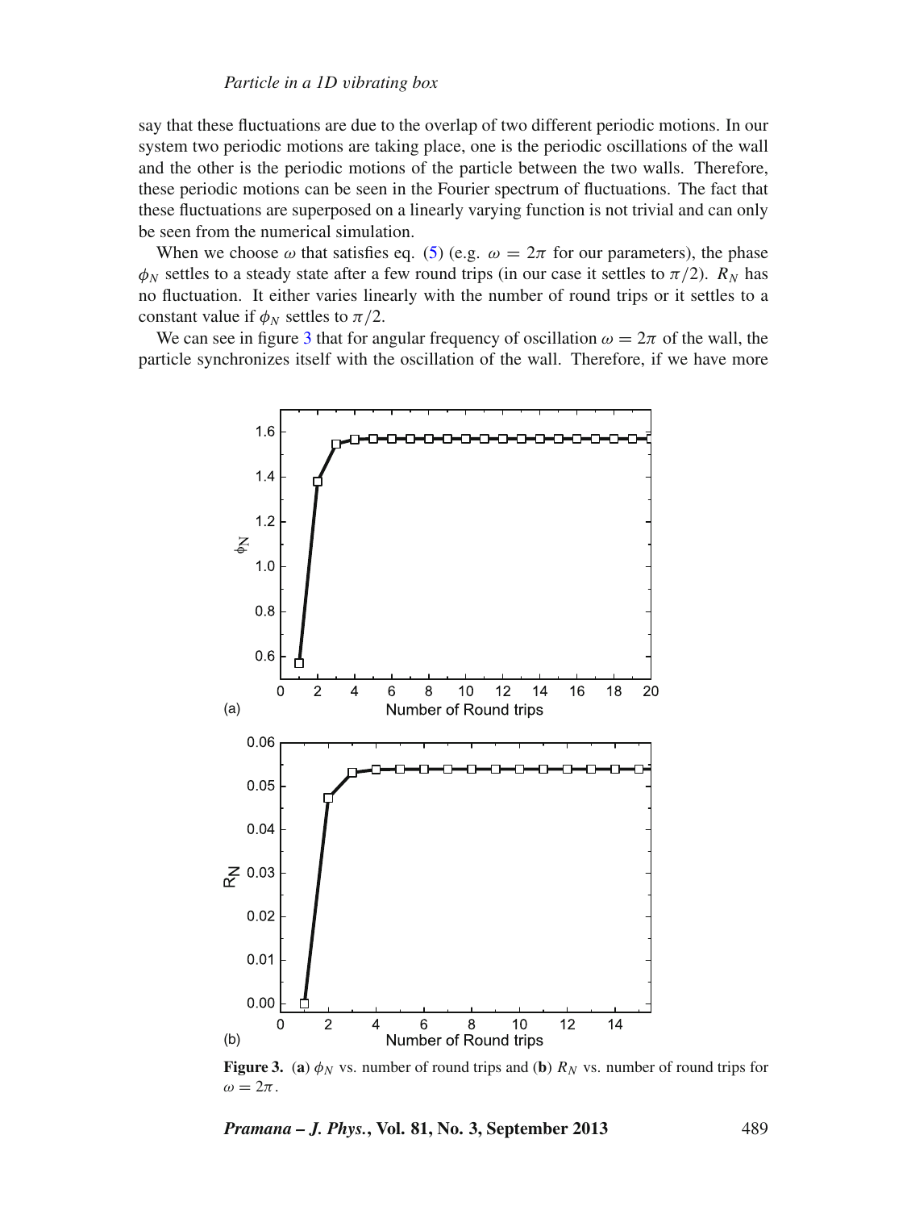say that these fluctuations are due to the overlap of two different periodic motions. In our system two periodic motions are taking place, one is the periodic oscillations of the wall and the other is the periodic motions of the particle between the two walls. Therefore, these periodic motions can be seen in the Fourier spectrum of fluctuations. The fact that these fluctuations are superposed on a linearly varying function is not trivial and can only be seen from the numerical simulation.

When we choose $\omega$ that satisfies eq. (5) (e.g. $\omega = 2\pi$ for our parameters), the phase $\phi_N$ settles to a steady state after a few round trips (in our case it settles to $\pi/2$). $R_N$ has no fluctuation. It either varies linearly with the number of round trips or it settles to a constant value if $\phi_N$ settles to $\pi/2$.

We can see in figure 3 that for angular frequency of oscillation $\omega = 2\pi$ of the wall, the particle synchronizes itself with the oscillation of the wall. Therefore, if we have more

**Figure 3.** (**a**) $\phi_N$ vs. number of round trips and (**b**) $R_N$ vs. number of round trips for $\omega = 2\pi$.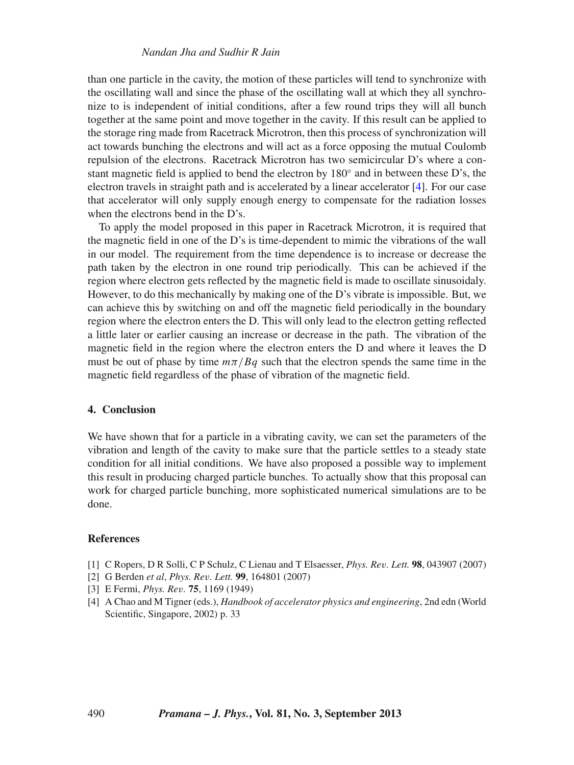than one particle in the cavity, the motion of these particles will tend to synchronize with the oscillating wall and since the phase of the oscillating wall at which they all synchronize to is independent of initial conditions, after a few round trips they will all bunch together at the same point and move together in the cavity. If this result can be applied to the storage ring made from Racetrack Microtron, then this process of synchronization will act towards bunching the electrons and will act as a force opposing the mutual Coulomb repulsion of the electrons. Racetrack Microtron has two semicircular D's where a constant magnetic field is applied to bend the electron by 180° and in between these D's, the electron travels in straight path and is accelerated by a linear accelerator [4]. For our case that accelerator will only supply enough energy to compensate for the radiation losses when the electrons bend in the D's.

To apply the model proposed in this paper in Racetrack Microtron, it is required that the magnetic field in one of the D's is time-dependent to mimic the vibrations of the wall in our model. The requirement from the time dependence is to increase or decrease the path taken by the electron in one round trip periodically. This can be achieved if the region where electron gets reflected by the magnetic field is made to oscillate sinusoidaly. However, to do this mechanically by making one of the D's vibrate is impossible. But, we can achieve this by switching on and off the magnetic field periodically in the boundary region where the electron enters the D. This will only lead to the electron getting reflected a little later or earlier causing an increase or decrease in the path. The vibration of the magnetic field in the region where the electron enters the D and where it leaves the D must be out of phase by time $m\pi/Bq$ such that the electron spends the same time in the magnetic field regardless of the phase of vibration of the magnetic field.

## 4. Conclusion

We have shown that for a particle in a vibrating cavity, we can set the parameters of the vibration and length of the cavity to make sure that the particle settles to a steady state condition for all initial conditions. We have also proposed a possible way to implement this result in producing charged particle bunches. To actually show that this proposal can work for charged particle bunching, more sophisticated numerical simulations are to be done.

## References

[1] C Ropers, D R Solli, C P Schulz, C Lienau and T Elsaesser, *Phys. Rev. Lett.* **98**, 043907 (2007)

[2] G Berden *et al*, *Phys. Rev. Lett.* **99**, 164801 (2007)

[3] E Fermi, *Phys. Rev.* **75**, 1169 (1949)

[4] A Chao and M Tigner (eds.), *Handbook of accelerator physics and engineering*, 2nd edn (World Scientific, Singapore, 2002) p. 33